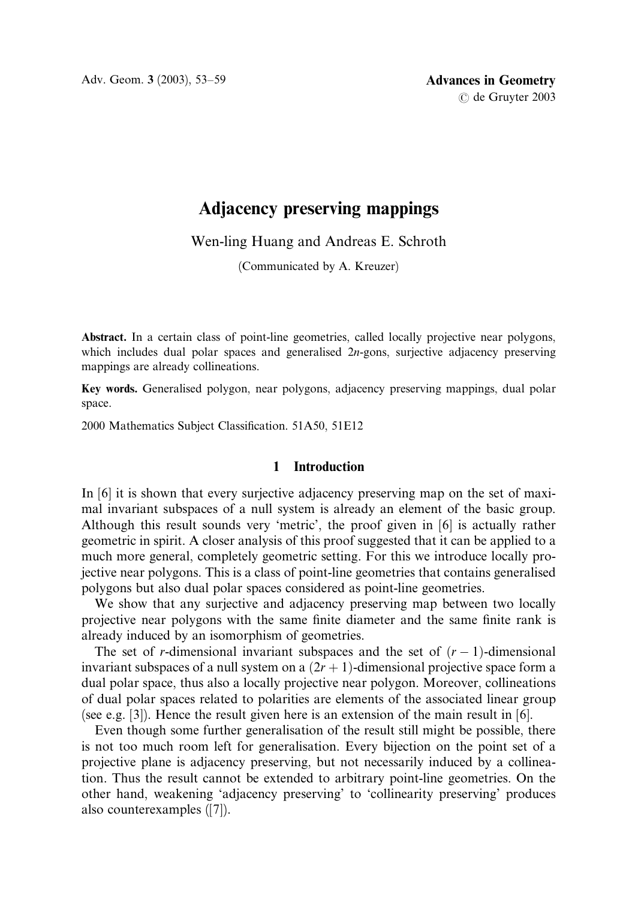# Adjacency preserving mappings

Wen-ling Huang and Andreas E. Schroth

(Communicated by A. Kreuzer)

**Abstract.** In a certain class of point-line geometries, called locally projective near polygons, which includes dual polar spaces and generalised $2n$-gons, surjective adjacency preserving mappings are already collineations.

**Key words.** Generalised polygon, near polygons, adjacency preserving mappings, dual polar space.

2000 Mathematics Subject Classification. 51A50, 51E12

## 1 Introduction

In [6] it is shown that every surjective adjacency preserving map on the set of maximal invariant subspaces of a null system is already an element of the basic group. Although this result sounds very 'metric', the proof given in [6] is actually rather geometric in spirit. A closer analysis of this proof suggested that it can be applied to a much more general, completely geometric setting. For this we introduce locally projective near polygons. This is a class of point-line geometries that contains generalised polygons but also dual polar spaces considered as point-line geometries.

We show that any surjective and adjacency preserving map between two locally projective near polygons with the same finite diameter and the same finite rank is already induced by an isomorphism of geometries.

The set of $r$-dimensional invariant subspaces and the set of $(r-1)$-dimensional invariant subspaces of a null system on a $(2r+1)$-dimensional projective space form a dual polar space, thus also a locally projective near polygon. Moreover, collineations of dual polar spaces related to polarities are elements of the associated linear group (see e.g. [3]). Hence the result given here is an extension of the main result in [6].

Even though some further generalisation of the result still might be possible, there is not too much room left for generalisation. Every bijection on the point set of a projective plane is adjacency preserving, but not necessarily induced by a collineation. Thus the result cannot be extended to arbitrary point-line geometries. On the other hand, weakening 'adjacency preserving' to 'collinearity preserving' produces also counterexamples ([7]).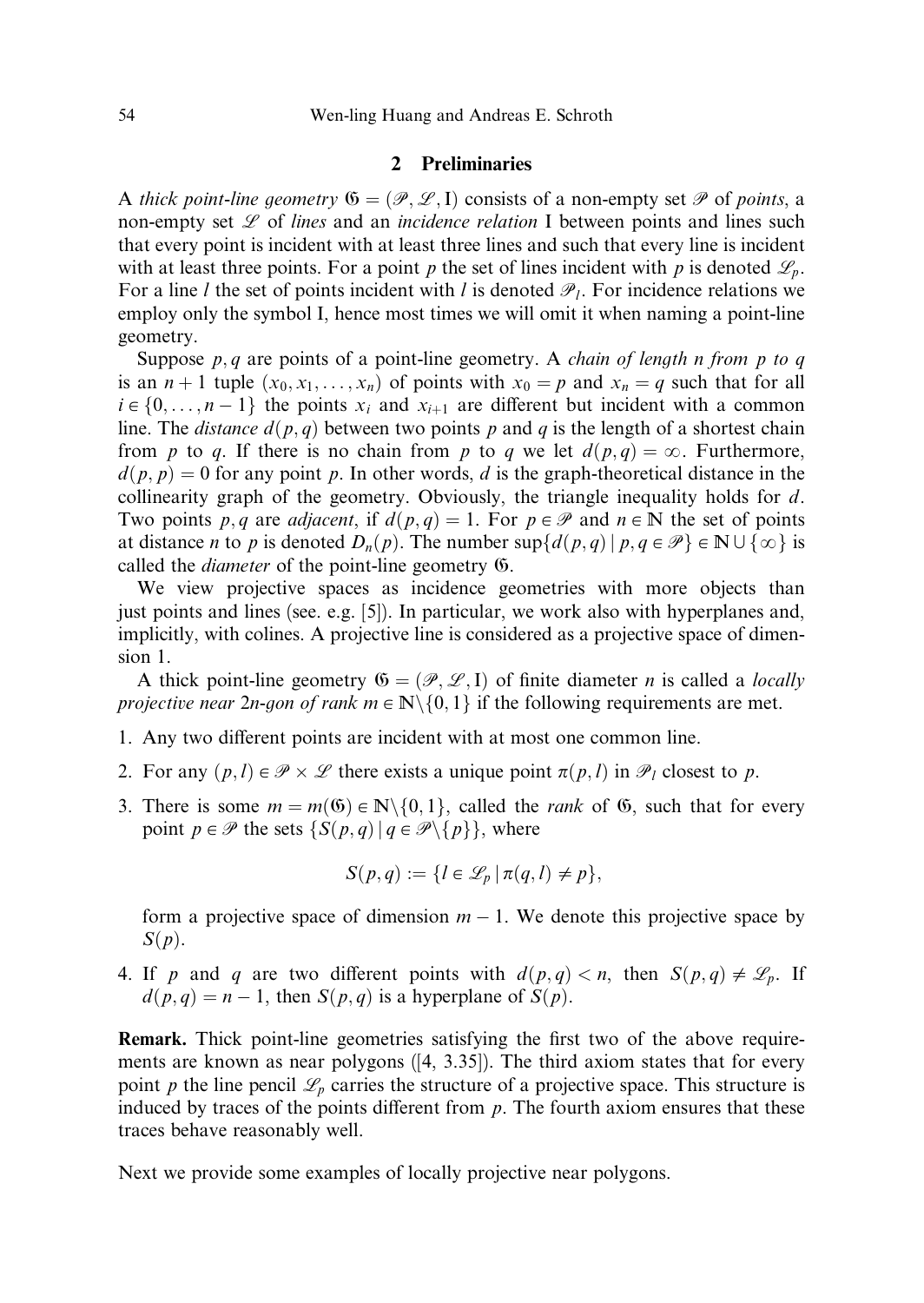## 2 Preliminaries

A *thick point-line geometry* $\mathfrak{G} = (\mathscr{P}, \mathscr{L}, \mathrm{I})$ consists of a non-empty set $\mathscr{P}$ of *points*, a non-empty set $\mathscr{L}$ of *lines* and an *incidence relation* I between points and lines such that every point is incident with at least three lines and such that every line is incident with at least three points. For a point $p$ the set of lines incident with $p$ is denoted $\mathscr{L}_p$. For a line $l$ the set of points incident with $l$ is denoted $\mathscr{P}_l$. For incidence relations we employ only the symbol I, hence most times we will omit it when naming a point-line geometry.

Suppose $p, q$ are points of a point-line geometry. A *chain of length n from p to q* is an $n+1$ tuple $(x_0, x_1, \ldots, x_n)$ of points with $x_0 = p$ and $x_n = q$ such that for all $i \in \{0, \ldots, n-1\}$ the points $x_i$ and $x_{i+1}$ are different but incident with a common line. The *distance* $d(p,q)$ between two points $p$ and $q$ is the length of a shortest chain from $p$ to $q$. If there is no chain from $p$ to $q$ we let $d(p,q) = \infty$. Furthermore, $d(p,p) = 0$ for any point $p$. In other words, $d$ is the graph-theoretical distance in the collinearity graph of the geometry. Obviously, the triangle inequality holds for $d$. Two points $p, q$ are *adjacent*, if $d(p,q) = 1$. For $p \in \mathscr{P}$ and $n \in \mathbb{N}$ the set of points at distance $n$ to $p$ is denoted $D_n(p)$. The number $\sup\{d(p,q) \mid p, q \in \mathscr{P}\} \in \mathbb{N} \cup \{\infty\}$ is called the *diameter* of the point-line geometry $\mathfrak{G}$.

We view projective spaces as incidence geometries with more objects than just points and lines (see. e.g. [5]). In particular, we work also with hyperplanes and, implicitly, with colines. A projective line is considered as a projective space of dimension 1.

A thick point-line geometry $\mathfrak{G} = (\mathscr{P}, \mathscr{L}, \mathrm{I})$ of finite diameter $n$ is called a *locally projective near 2n-gon of rank* $m \in \mathbb{N} \setminus \{0, 1\}$ if the following requirements are met.

1. Any two different points are incident with at most one common line.
2. For any $(p, l) \in \mathscr{P} \times \mathscr{L}$ there exists a unique point $\pi(p, l)$ in $\mathscr{P}_l$ closest to $p$.
3. There is some $m = m(\mathfrak{G}) \in \mathbb{N} \setminus \{0, 1\}$, called the *rank* of $\mathfrak{G}$, such that for every point $p \in \mathscr{P}$ the sets $\{S(p,q) \mid q \in \mathscr{P} \setminus \{p\}\}$, where

$$S(p,q) := \{l \in \mathscr{L}_p \mid \pi(q, l) \neq p\},$$

   form a projective space of dimension $m - 1$. We denote this projective space by $S(p)$.

4. If $p$ and $q$ are two different points with $d(p,q) < n$, then $S(p,q) \neq \mathscr{L}_p$. If $d(p,q) = n - 1$, then $S(p,q)$ is a hyperplane of $S(p)$.

**Remark.** Thick point-line geometries satisfying the first two of the above requirements are known as near polygons ([4, 3.35]). The third axiom states that for every point $p$ the line pencil $\mathscr{L}_p$ carries the structure of a projective space. This structure is induced by traces of the points different from $p$. The fourth axiom ensures that these traces behave reasonably well.

Next we provide some examples of locally projective near polygons.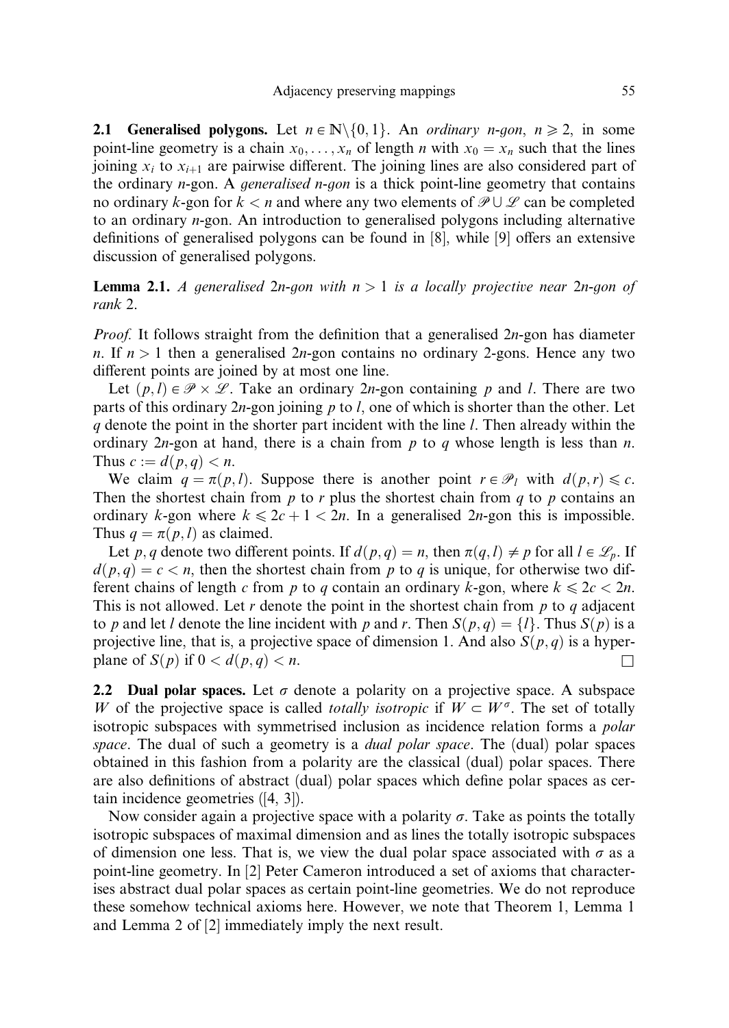**2.1 Generalised polygons.** Let $n \in \mathbb{N} \setminus \{0, 1\}$. An *ordinary n-gon*, $n \geqslant 2$, in some point-line geometry is a chain $x_0, \dots, x_n$ of length $n$ with $x_0 = x_n$ such that the lines joining $x_i$ to $x_{i+1}$ are pairwise different. The joining lines are also considered part of the ordinary $n$-gon. A *generalised n-gon* is a thick point-line geometry that contains no ordinary $k$-gon for $k < n$ and where any two elements of $\mathscr{P} \cup \mathscr{L}$ can be completed to an ordinary $n$-gon. An introduction to generalised polygons including alternative definitions of generalised polygons can be found in [8], while [9] offers an extensive discussion of generalised polygons.

**Lemma 2.1.** *A generalised $2n$-gon with $n > 1$ is a locally projective near $2n$-gon of rank 2.*

*Proof.* It follows straight from the definition that a generalised $2n$-gon has diameter $n$. If $n > 1$ then a generalised $2n$-gon contains no ordinary 2-gons. Hence any two different points are joined by at most one line.

Let $(p, l) \in \mathscr{P} \times \mathscr{L}$. Take an ordinary $2n$-gon containing $p$ and $l$. There are two parts of this ordinary $2n$-gon joining $p$ to $l$, one of which is shorter than the other. Let $q$ denote the point in the shorter part incident with the line $l$. Then already within the ordinary $2n$-gon at hand, there is a chain from $p$ to $q$ whose length is less than $n$. Thus $c := d(p, q) < n$.

We claim $q = \pi(p, l)$. Suppose there is another point $r \in \mathscr{P}_l$ with $d(p, r) \leqslant c$. Then the shortest chain from $p$ to $r$ plus the shortest chain from $q$ to $p$ contains an ordinary $k$-gon where $k \leqslant 2c + 1 < 2n$. In a generalised $2n$-gon this is impossible. Thus $q = \pi(p, l)$ as claimed.

Let $p, q$ denote two different points. If $d(p, q) = n$, then $\pi(q, l) \neq p$ for all $l \in \mathscr{L}_p$. If $d(p, q) = c < n$, then the shortest chain from $p$ to $q$ is unique, for otherwise two different chains of length $c$ from $p$ to $q$ contain an ordinary $k$-gon, where $k \leqslant 2c < 2n$. This is not allowed. Let $r$ denote the point in the shortest chain from $p$ to $q$ adjacent to $p$ and let $l$ denote the line incident with $p$ and $r$. Then $S(p, q) = \{l\}$. Thus $S(p)$ is a projective line, that is, a projective space of dimension 1. And also $S(p, q)$ is a hyperplane of $S(p)$ if $0 < d(p, q) < n$. $\square$

**2.2 Dual polar spaces.** Let $\sigma$ denote a polarity on a projective space. A subspace $W$ of the projective space is called *totally isotropic* if $W \subset W^\sigma$. The set of totally isotropic subspaces with symmetrised inclusion as incidence relation forms a *polar space*. The dual of such a geometry is a *dual polar space*. The (dual) polar spaces obtained in this fashion from a polarity are the classical (dual) polar spaces. There are also definitions of abstract (dual) polar spaces which define polar spaces as certain incidence geometries ([4, 3]).

Now consider again a projective space with a polarity $\sigma$. Take as points the totally isotropic subspaces of maximal dimension and as lines the totally isotropic subspaces of dimension one less. That is, we view the dual polar space associated with $\sigma$ as a point-line geometry. In [2] Peter Cameron introduced a set of axioms that characterises abstract dual polar spaces as certain point-line geometries. We do not reproduce these somehow technical axioms here. However, we note that Theorem 1, Lemma 1 and Lemma 2 of [2] immediately imply the next result.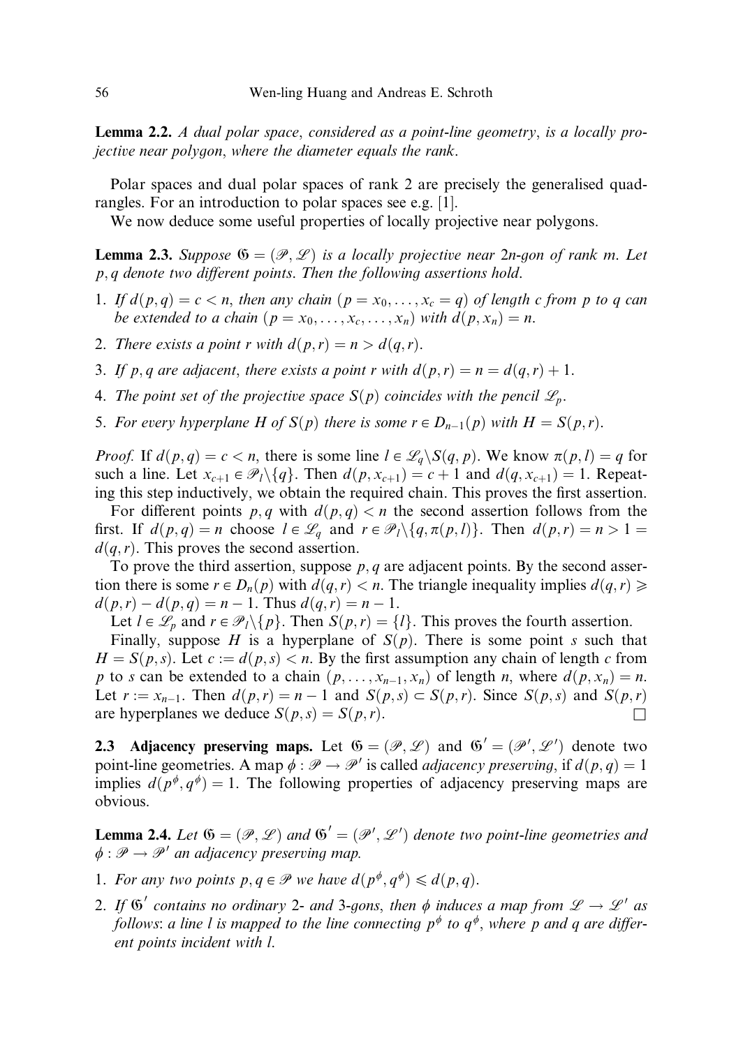**Lemma 2.2.** *A dual polar space, considered as a point-line geometry, is a locally projective near polygon, where the diameter equals the rank.*

Polar spaces and dual polar spaces of rank 2 are precisely the generalised quadrangles. For an introduction to polar spaces see e.g. [1].

We now deduce some useful properties of locally projective near polygons.

**Lemma 2.3.** *Suppose $\mathfrak{G} = (\mathscr{P}, \mathscr{L})$ is a locally projective near 2n-gon of rank m. Let $p, q$ denote two different points. Then the following assertions hold.*

1. *If $d(p,q) = c < n$, then any chain $(p = x_0, \ldots, x_c = q)$ of length c from p to q can be extended to a chain $(p = x_0, \ldots, x_c, \ldots, x_n)$ with $d(p, x_n) = n$.*
2. *There exists a point r with $d(p,r) = n > d(q,r)$.*
3. *If $p, q$ are adjacent, there exists a point r with $d(p,r) = n = d(q,r) + 1$.*
4. *The point set of the projective space $S(p)$ coincides with the pencil $\mathscr{L}_p$.*
5. *For every hyperplane H of $S(p)$ there is some $r \in D_{n-1}(p)$ with $H = S(p,r)$.*

*Proof.* If $d(p,q) = c < n$, there is some line $l \in \mathscr{L}_q \backslash S(q,p)$. We know $\pi(p,l) = q$ for such a line. Let $x_{c+1} \in \mathscr{P}_l \backslash \{q\}$. Then $d(p, x_{c+1}) = c + 1$ and $d(q, x_{c+1}) = 1$. Repeating this step inductively, we obtain the required chain. This proves the first assertion.

For different points $p, q$ with $d(p,q) < n$ the second assertion follows from the first. If $d(p,q) = n$ choose $l \in \mathscr{L}_q$ and $r \in \mathscr{P}_l \backslash \{q, \pi(p,l)\}$. Then $d(p,r) = n > 1 = d(q,r)$. This proves the second assertion.

To prove the third assertion, suppose $p, q$ are adjacent points. By the second assertion there is some $r \in D_n(p)$ with $d(q,r) < n$. The triangle inequality implies $d(q,r) \geqslant d(p,r) - d(p,q) = n - 1$. Thus $d(q,r) = n - 1$.

Let $l \in \mathscr{L}_p$ and $r \in \mathscr{P}_l \backslash \{p\}$. Then $S(p,r) = \{l\}$. This proves the fourth assertion.

Finally, suppose H is a hyperplane of $S(p)$. There is some point s such that $H = S(p,s)$. Let $c := d(p,s) < n$. By the first assumption any chain of length c from p to s can be extended to a chain $(p, \ldots, x_{n-1}, x_n)$ of length n, where $d(p, x_n) = n$. Let $r := x_{n-1}$. Then $d(p,r) = n - 1$ and $S(p,s) \subset S(p,r)$. Since $S(p,s)$ and $S(p,r)$ are hyperplanes we deduce $S(p,s) = S(p,r)$. □

**2.3 Adjacency preserving maps.** Let $\mathfrak{G} = (\mathscr{P}, \mathscr{L})$ and $\mathfrak{G}' = (\mathscr{P}', \mathscr{L}')$ denote two point-line geometries. A map $\phi : \mathscr{P} \to \mathscr{P}'$ is called *adjacency preserving*, if $d(p,q) = 1$ implies $d(p^\phi, q^\phi) = 1$. The following properties of adjacency preserving maps are obvious.

**Lemma 2.4.** *Let $\mathfrak{G} = (\mathscr{P}, \mathscr{L})$ and $\mathfrak{G}' = (\mathscr{P}', \mathscr{L}')$ denote two point-line geometries and $\phi : \mathscr{P} \to \mathscr{P}'$ an adjacency preserving map.*

1. *For any two points $p, q \in \mathscr{P}$ we have $d(p^\phi, q^\phi) \leqslant d(p,q)$.*
2. *If $\mathfrak{G}'$ contains no ordinary 2- and 3-gons, then $\phi$ induces a map from $\mathscr{L} \to \mathscr{L}'$ as follows: a line l is mapped to the line connecting $p^\phi$ to $q^\phi$, where p and q are different points incident with l.*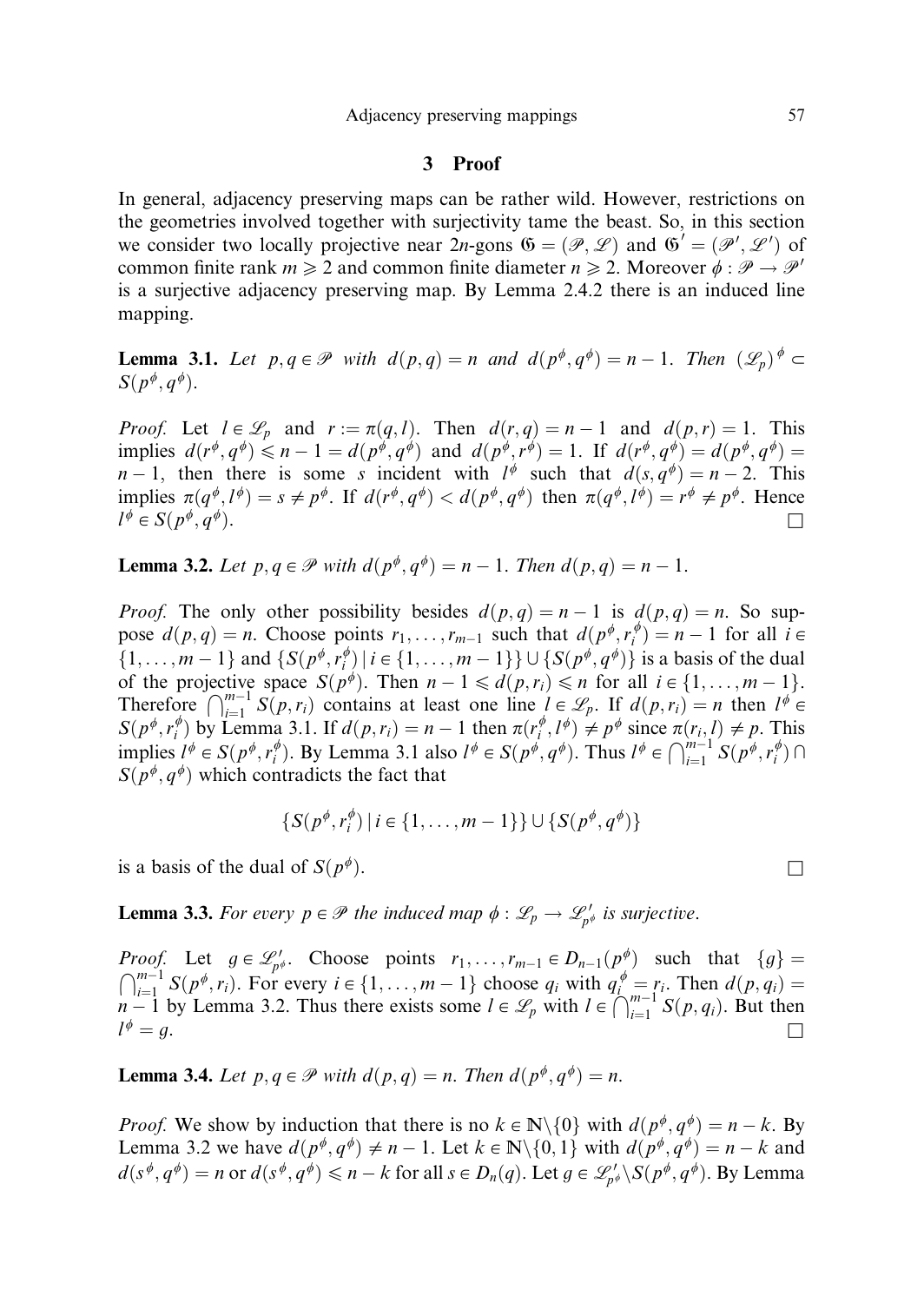## 3 Proof

In general, adjacency preserving maps can be rather wild. However, restrictions on the geometries involved together with surjectivity tame the beast. So, in this section we consider two locally projective near $2n$-gons $\mathfrak{G} = (\mathscr{P}, \mathscr{L})$ and $\mathfrak{G}' = (\mathscr{P}', \mathscr{L}')$ of common finite rank $m \geqslant 2$ and common finite diameter $n \geqslant 2$. Moreover $\phi : \mathscr{P} \to \mathscr{P}'$ is a surjective adjacency preserving map. By Lemma 2.4.2 there is an induced line mapping.

**Lemma 3.1.** *Let $p, q \in \mathscr{P}$ with $d(p,q) = n$ and $d(p^\phi, q^\phi) = n-1$. Then $(\mathscr{L}_p)^\phi \subset S(p^\phi, q^\phi)$.*

*Proof.* Let $l \in \mathscr{L}_p$ and $r := \pi(q, l)$. Then $d(r,q) = n-1$ and $d(p,r) = 1$. This implies $d(r^\phi, q^\phi) \leqslant n-1 = d(p^\phi, q^\phi)$ and $d(p^\phi, r^\phi) = 1$. If $d(r^\phi, q^\phi) = d(p^\phi, q^\phi) = n-1$, then there is some $s$ incident with $l^\phi$ such that $d(s, q^\phi) = n-2$. This implies $\pi(q^\phi, l^\phi) = s \neq p^\phi$. If $d(r^\phi, q^\phi) < d(p^\phi, q^\phi)$ then $\pi(q^\phi, l^\phi) = r^\phi \neq p^\phi$. Hence $l^\phi \in S(p^\phi, q^\phi)$. $\square$

**Lemma 3.2.** *Let $p, q \in \mathscr{P}$ with $d(p^\phi, q^\phi) = n-1$. Then $d(p,q) = n-1$.*

*Proof.* The only other possibility besides $d(p,q) = n-1$ is $d(p,q) = n$. So suppose $d(p,q) = n$. Choose points $r_1, \ldots, r_{m-1}$ such that $d(p^\phi, r_i^\phi) = n-1$ for all $i \in \{1, \ldots, m-1\}$ and $\{S(p^\phi, r_i^\phi) \mid i \in \{1, \ldots, m-1\}\} \cup \{S(p^\phi, q^\phi)\}$ is a basis of the dual of the projective space $S(p^\phi)$. Then $n-1 \leqslant d(p, r_i) \leqslant n$ for all $i \in \{1, \ldots, m-1\}$. Therefore $\bigcap_{i=1}^{m-1} S(p, r_i)$ contains at least one line $l \in \mathscr{L}_p$. If $d(p, r_i) = n$ then $l^\phi \in S(p^\phi, r_i^\phi)$ by Lemma 3.1. If $d(p, r_i) = n-1$ then $\pi(r_i^\phi, l^\phi) \neq p^\phi$ since $\pi(r_i, l) \neq p$. This implies $l^\phi \in S(p^\phi, r_i^\phi)$. By Lemma 3.1 also $l^\phi \in S(p^\phi, q^\phi)$. Thus $l^\phi \in \bigcap_{i=1}^{m-1} S(p^\phi, r_i^\phi) \cap S(p^\phi, q^\phi)$ which contradicts the fact that

$$\{S(p^\phi, r_i^\phi) \mid i \in \{1, \ldots, m-1\}\} \cup \{S(p^\phi, q^\phi)\}$$

is a basis of the dual of $S(p^\phi)$. $\square$

**Lemma 3.3.** *For every $p \in \mathscr{P}$ the induced map $\phi : \mathscr{L}_p \to \mathscr{L}'_{p^\phi}$ is surjective.*

*Proof.* Let $g \in \mathscr{L}'_{p^\phi}$. Choose points $r_1, \ldots, r_{m-1} \in D_{n-1}(p^\phi)$ such that $\{g\} = \bigcap_{i=1}^{m-1} S(p^\phi, r_i)$. For every $i \in \{1, \ldots, m-1\}$ choose $q_i$ with $q_i^\phi = r_i$. Then $d(p, q_i) = n-1$ by Lemma 3.2. Thus there exists some $l \in \mathscr{L}_p$ with $l \in \bigcap_{i=1}^{m-1} S(p, q_i)$. But then $l^\phi = g$. $\square$

**Lemma 3.4.** *Let $p, q \in \mathscr{P}$ with $d(p,q) = n$. Then $d(p^\phi, q^\phi) = n$.*

*Proof.* We show by induction that there is no $k \in \mathbb{N}\backslash\{0\}$ with $d(p^\phi, q^\phi) = n-k$. By Lemma 3.2 we have $d(p^\phi, q^\phi) \neq n-1$. Let $k \in \mathbb{N}\backslash\{0,1\}$ with $d(p^\phi, q^\phi) = n-k$ and $d(s^\phi, q^\phi) = n$ or $d(s^\phi, q^\phi) \leqslant n-k$ for all $s \in D_n(q)$. Let $g \in \mathscr{L}'_{p^\phi} \backslash S(p^\phi, q^\phi)$. By Lemma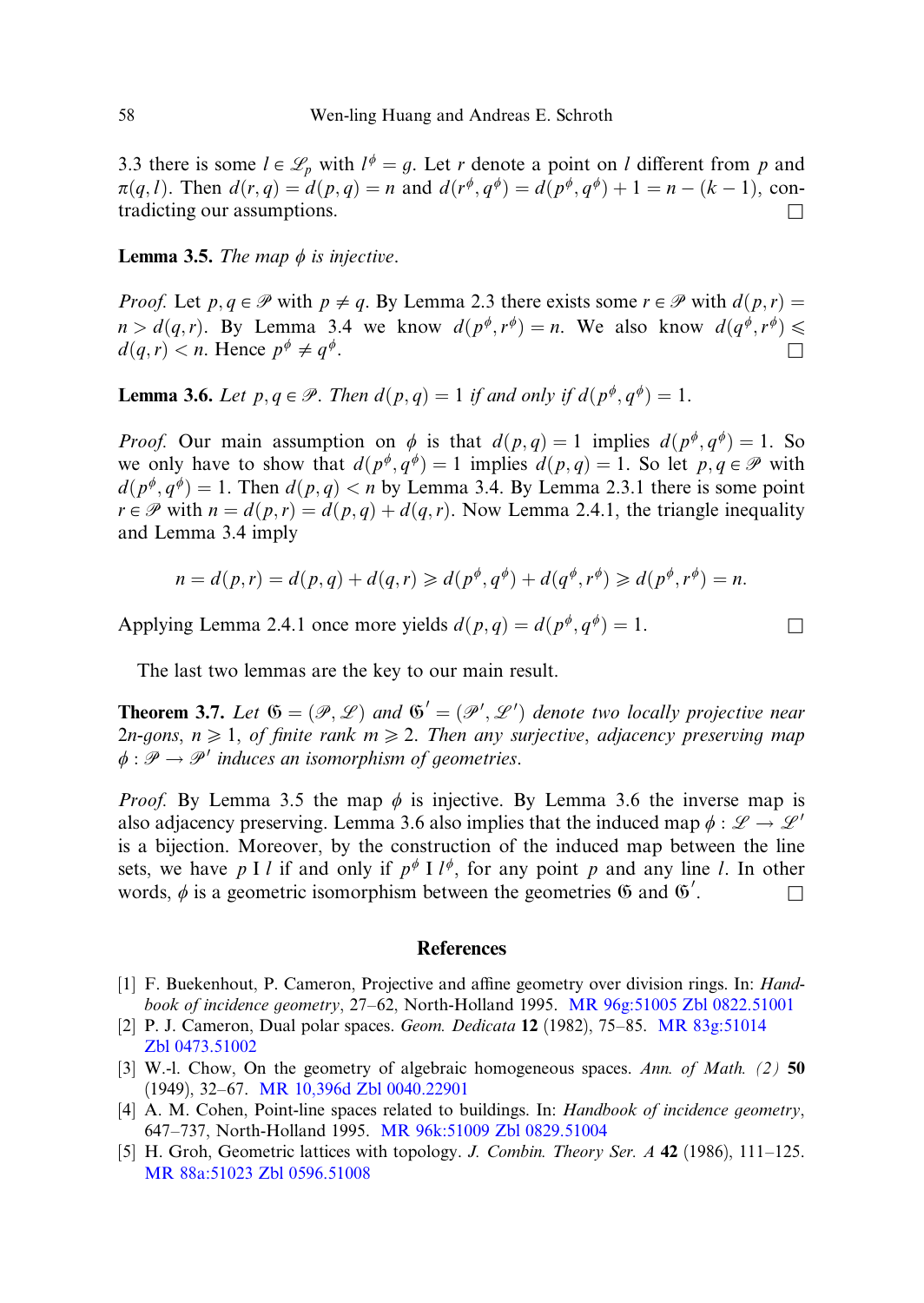3.3 there is some $l \in \mathscr{L}_p$ with $l^\phi = g$. Let $r$ denote a point on $l$ different from $p$ and $\pi(q, l)$. Then $d(r, q) = d(p, q) = n$ and $d(r^\phi, q^\phi) = d(p^\phi, q^\phi) + 1 = n - (k - 1)$, contradicting our assumptions. □

**Lemma 3.5.** *The map $\phi$ is injective.*

*Proof.* Let $p, q \in \mathscr{P}$ with $p \neq q$. By Lemma 2.3 there exists some $r \in \mathscr{P}$ with $d(p, r) = n > d(q, r)$. By Lemma 3.4 we know $d(p^\phi, r^\phi) = n$. We also know $d(q^\phi, r^\phi) \leqslant d(q, r) < n$. Hence $p^\phi \neq q^\phi$. □

**Lemma 3.6.** *Let $p, q \in \mathscr{P}$. Then $d(p, q) = 1$ if and only if $d(p^\phi, q^\phi) = 1$.*

*Proof.* Our main assumption on $\phi$ is that $d(p, q) = 1$ implies $d(p^\phi, q^\phi) = 1$. So we only have to show that $d(p^\phi, q^\phi) = 1$ implies $d(p, q) = 1$. So let $p, q \in \mathscr{P}$ with $d(p^\phi, q^\phi) = 1$. Then $d(p, q) < n$ by Lemma 3.4. By Lemma 2.3.1 there is some point $r \in \mathscr{P}$ with $n = d(p, r) = d(p, q) + d(q, r)$. Now Lemma 2.4.1, the triangle inequality and Lemma 3.4 imply

$$n = d(p, r) = d(p, q) + d(q, r) \geqslant d(p^\phi, q^\phi) + d(q^\phi, r^\phi) \geqslant d(p^\phi, r^\phi) = n.$$

Applying Lemma 2.4.1 once more yields $d(p, q) = d(p^\phi, q^\phi) = 1$. □

The last two lemmas are the key to our main result.

**Theorem 3.7.** *Let $\mathfrak{G} = (\mathscr{P}, \mathscr{L})$ and $\mathfrak{G}' = (\mathscr{P}', \mathscr{L}')$ denote two locally projective near $2n$-gons, $n \geqslant 1$, of finite rank $m \geqslant 2$. Then any surjective, adjacency preserving map $\phi : \mathscr{P} \to \mathscr{P}'$ induces an isomorphism of geometries.*

*Proof.* By Lemma 3.5 the map $\phi$ is injective. By Lemma 3.6 the inverse map is also adjacency preserving. Lemma 3.6 also implies that the induced map $\phi : \mathscr{L} \to \mathscr{L}'$ is a bijection. Moreover, by the construction of the induced map between the line sets, we have $p \mathrel{\mathrm{I}} l$ if and only if $p^\phi \mathrel{\mathrm{I}} l^\phi$, for any point $p$ and any line $l$. In other words, $\phi$ is a geometric isomorphism between the geometries $\mathfrak{G}$ and $\mathfrak{G}'$. □

## References

[1] F. Buekenhout, P. Cameron, Projective and affine geometry over division rings. In: *Handbook of incidence geometry*, 27–62, North-Holland 1995. MR 96g:51005 Zbl 0822.51001

[2] P. J. Cameron, Dual polar spaces. *Geom. Dedicata* **12** (1982), 75–85. MR 83g:51014 Zbl 0473.51002

[3] W.-l. Chow, On the geometry of algebraic homogeneous spaces. *Ann. of Math. (2)* **50** (1949), 32–67. MR 10,396d Zbl 0040.22901

[4] A. M. Cohen, Point-line spaces related to buildings. In: *Handbook of incidence geometry*, 647–737, North-Holland 1995. MR 96k:51009 Zbl 0829.51004

[5] H. Groh, Geometric lattices with topology. *J. Combin. Theory Ser. A* **42** (1986), 111–125. MR 88a:51023 Zbl 0596.51008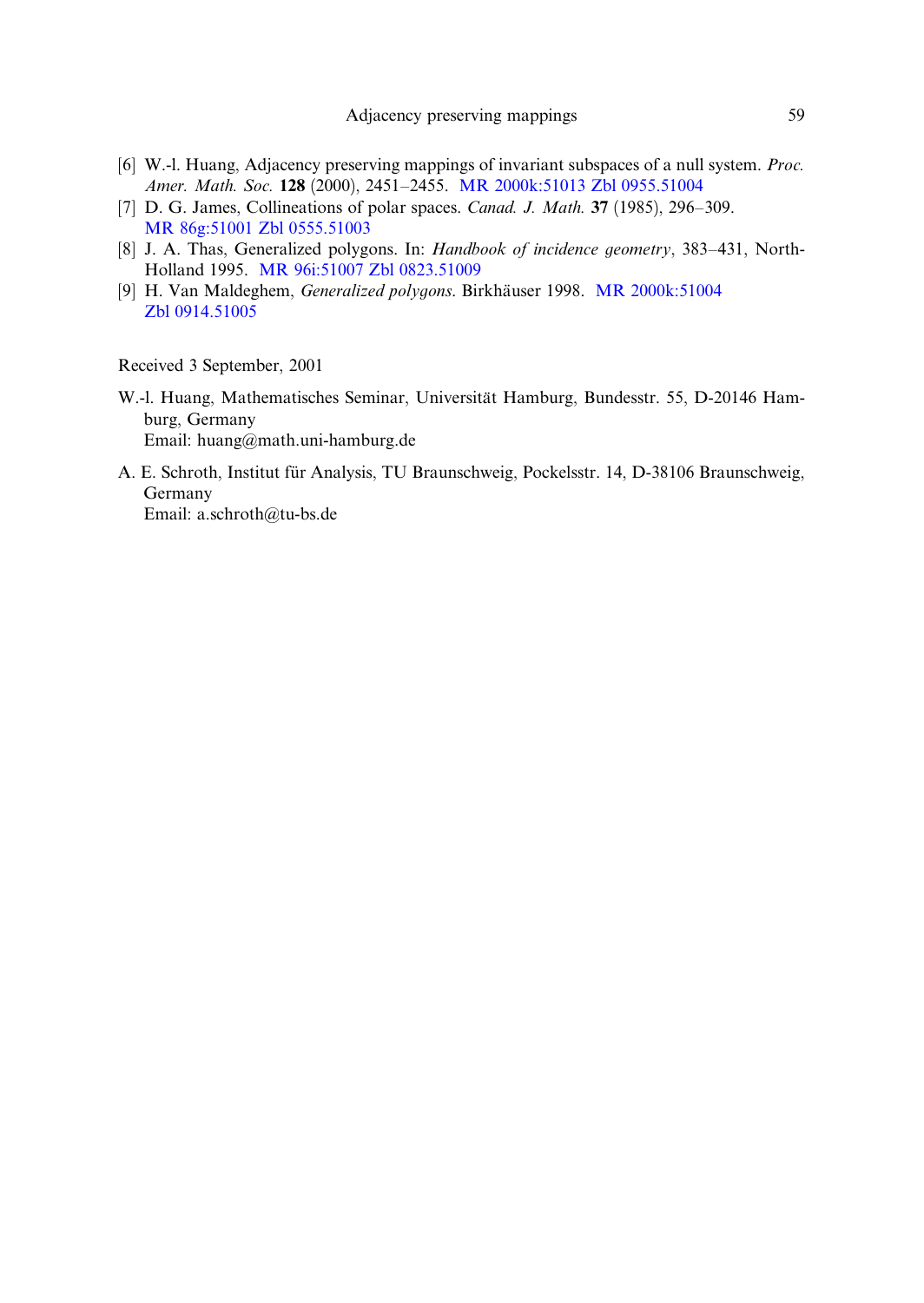[6] W.-l. Huang, Adjacency preserving mappings of invariant subspaces of a null system. *Proc. Amer. Math. Soc.* **128** (2000), 2451–2455. MR 2000k:51013 Zbl 0955.51004

[7] D. G. James, Collineations of polar spaces. *Canad. J. Math.* **37** (1985), 296–309. MR 86g:51001 Zbl 0555.51003

[8] J. A. Thas, Generalized polygons. In: *Handbook of incidence geometry*, 383–431, North-Holland 1995. MR 96i:51007 Zbl 0823.51009

[9] H. Van Maldeghem, *Generalized polygons*. Birkhäuser 1998. MR 2000k:51004 Zbl 0914.51005

Received 3 September, 2001

W.-l. Huang, Mathematisches Seminar, Universität Hamburg, Bundesstr. 55, D-20146 Hamburg, Germany
Email: huang@math.uni-hamburg.de

A. E. Schroth, Institut für Analysis, TU Braunschweig, Pockelsstr. 14, D-38106 Braunschweig, Germany
Email: a.schroth@tu-bs.de